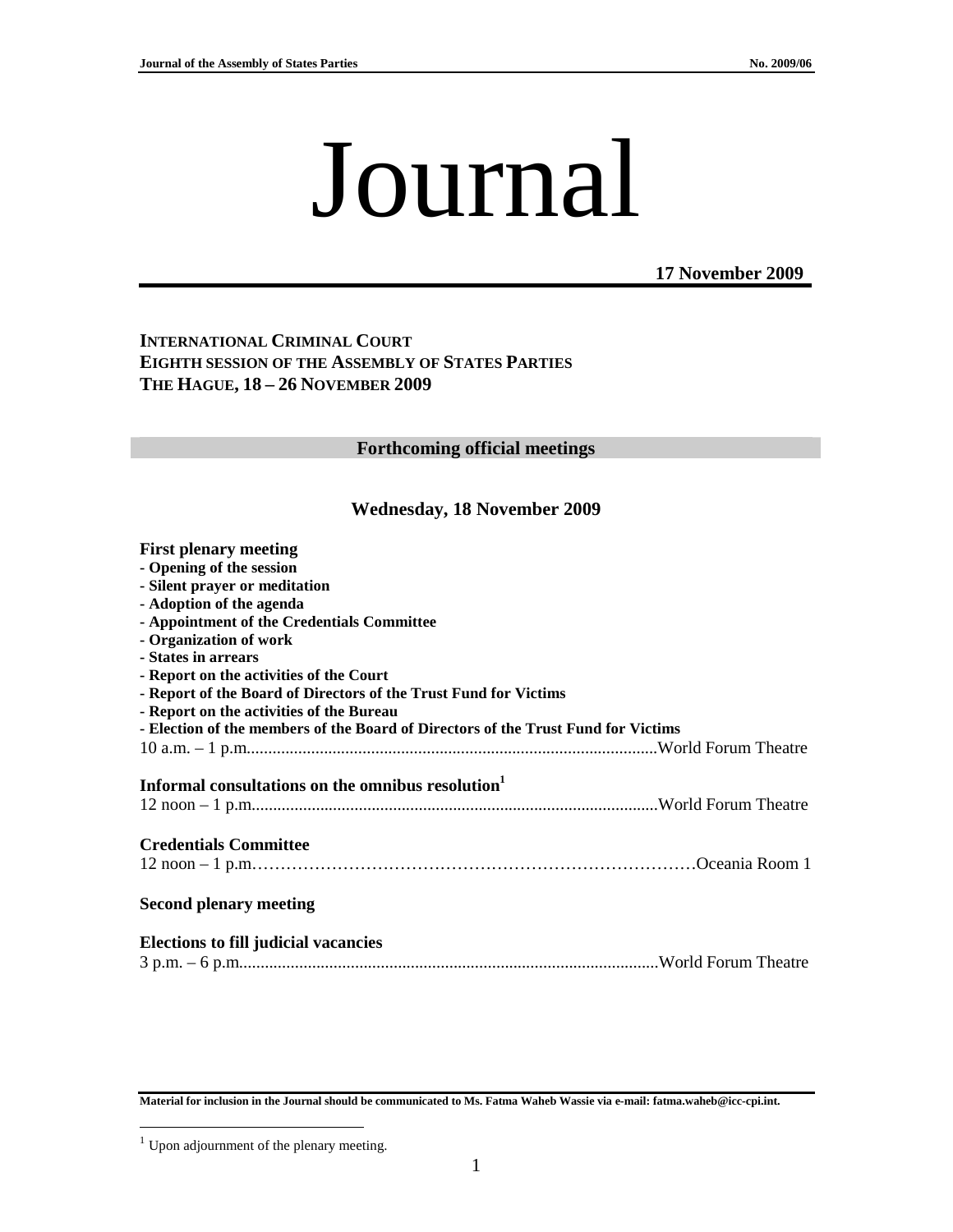# Journal

**17 November 2009**

**INTERNATIONAL CRIMINAL COURT**
**EIGHTH SESSION OF THE ASSEMBLY OF STATES PARTIES**
**THE HAGUE, 18 – 26 NOVEMBER 2009**

## Forthcoming official meetings

### Wednesday, 18 November 2009

**First plenary meeting**
**- Opening of the session**
**- Silent prayer or meditation**
**- Adoption of the agenda**
**- Appointment of the Credentials Committee**
**- Organization of work**
**- States in arrears**
**- Report on the activities of the Court**
**- Report of the Board of Directors of the Trust Fund for Victims**
**- Report on the activities of the Bureau**
**- Election of the members of the Board of Directors of the Trust Fund for Victims**
10 a.m. – 1 p.m. ................................................................................................World Forum Theatre

**Informal consultations on the omnibus resolution**[1]
12 noon – 1 p.m. ................................................................................................World Forum Theatre

**Credentials Committee**
12 noon – 1 p.m. ……………………………………………………………………Oceania Room 1

**Second plenary meeting**

**Elections to fill judicial vacancies**
3 p.m. – 6 p.m. ................................................................................................World Forum Theatre

**Material for inclusion in the Journal should be communicated to Ms. Fatma Waheb Wassie via e-mail: fatma.waheb@icc-cpi.int.**

[1] Upon adjournment of the plenary meeting.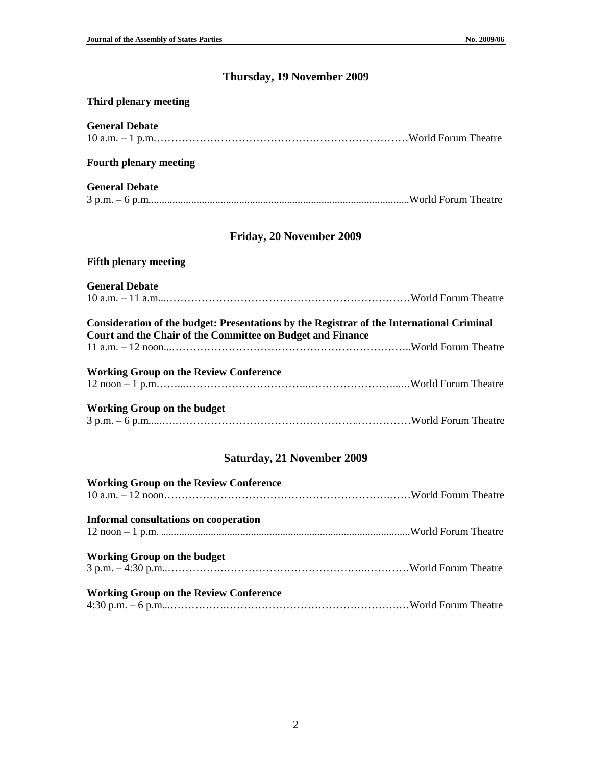## Thursday, 19 November 2009

**Third plenary meeting**

**General Debate**
10 a.m. – 1 p.m.……………………………………………………………World Forum Theatre

**Fourth plenary meeting**

**General Debate**
3 p.m. – 6 p.m..................................................................................................World Forum Theatre

## Friday, 20 November 2009

**Fifth plenary meeting**

**General Debate**
10 a.m. – 11 a.m...…………………………………………………………World Forum Theatre

**Consideration of the budget: Presentations by the Registrar of the International Criminal Court and the Chair of the Committee on Budget and Finance**
11 a.m. – 12 noon...…………………………………………………………..World Forum Theatre

**Working Group on the Review Conference**
12 noon – 1 p.m.……....……………………………..……………………...…World Forum Theatre

**Working Group on the budget**
3 p.m. – 6 p.m.....…..……………………………………………..……………World Forum Theatre

## Saturday, 21 November 2009

**Working Group on the Review Conference**
10 a.m. – 12 noon………………………………………………………..……World Forum Theatre

**Informal consultations on cooperation**
12 noon – 1 p.m. ..............................................................................................World Forum Theatre

**Working Group on the budget**
3 p.m. – 4:30 p.m..……………..…………………………………..…………World Forum Theatre

**Working Group on the Review Conference**
4:30 p.m. – 6 p.m...……………..……………………………………….……World Forum Theatre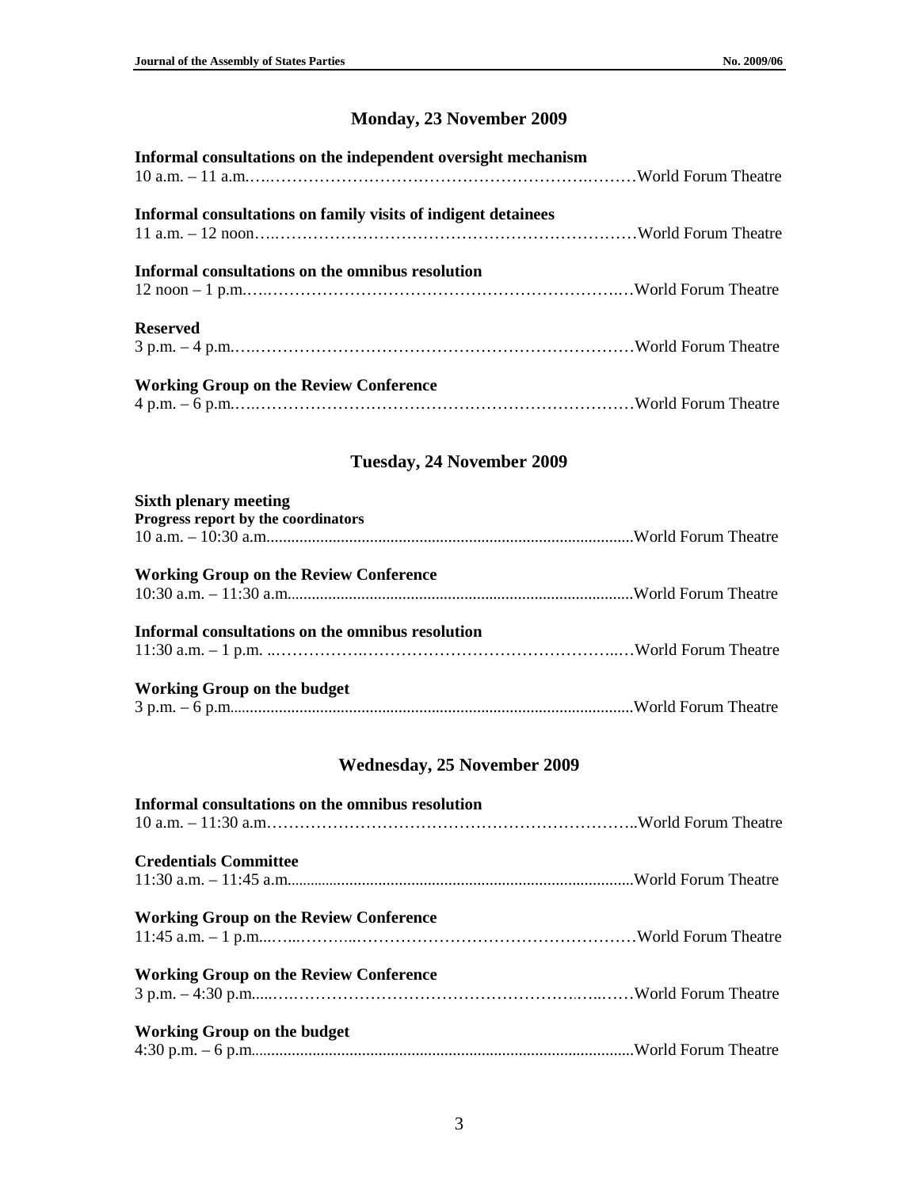## Monday, 23 November 2009

**Informal consultations on the independent oversight mechanism**
10 a.m. – 11 a.m. ………………………………………………………… World Forum Theatre

**Informal consultations on family visits of indigent detainees**
11 a.m. – 12 noon ………………………………………………………… World Forum Theatre

**Informal consultations on the omnibus resolution**
12 noon – 1 p.m. ………………………………………………………… World Forum Theatre

**Reserved**
3 p.m. – 4 p.m. ………………………………………………………… World Forum Theatre

**Working Group on the Review Conference**
4 p.m. – 6 p.m. ………………………………………………………… World Forum Theatre

## Tuesday, 24 November 2009

**Sixth plenary meeting**
**Progress report by the coordinators**
10 a.m. – 10:30 a.m. ………………………………………………………… World Forum Theatre

**Working Group on the Review Conference**
10:30 a.m. – 11:30 a.m. ………………………………………………………… World Forum Theatre

**Informal consultations on the omnibus resolution**
11:30 a.m. – 1 p.m. ………………………………………………………… World Forum Theatre

**Working Group on the budget**
3 p.m. – 6 p.m. ………………………………………………………… World Forum Theatre

## Wednesday, 25 November 2009

**Informal consultations on the omnibus resolution**
10 a.m. – 11:30 a.m. ………………………………………………………… World Forum Theatre

**Credentials Committee**
11:30 a.m. – 11:45 a.m. ………………………………………………………… World Forum Theatre

**Working Group on the Review Conference**
11:45 a.m. – 1 p.m. ………………………………………………………… World Forum Theatre

**Working Group on the Review Conference**
3 p.m. – 4:30 p.m. ………………………………………………………… World Forum Theatre

**Working Group on the budget**
4:30 p.m. – 6 p.m. ………………………………………………………… World Forum Theatre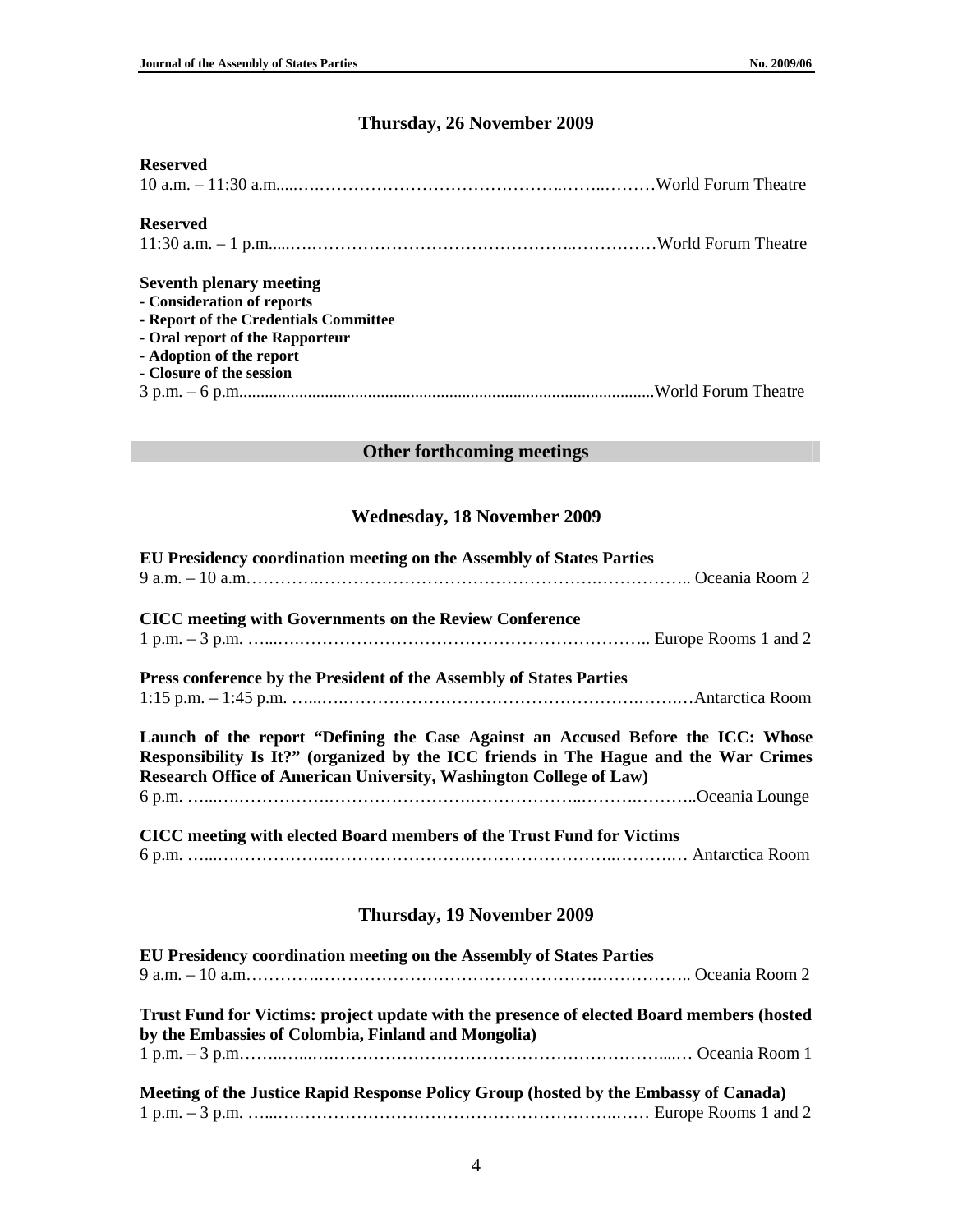### Thursday, 26 November 2009

**Reserved**
10 a.m. – 11:30 a.m. ………………………………………… World Forum Theatre

**Reserved**
11:30 a.m. – 1 p.m. ………………………………………… World Forum Theatre

**Seventh plenary meeting**
- **Consideration of reports**
- **Report of the Credentials Committee**
- **Oral report of the Rapporteur**
- **Adoption of the report**
- **Closure of the session**

3 p.m. – 6 p.m. ………………………………………… World Forum Theatre

## Other forthcoming meetings

### Wednesday, 18 November 2009

**EU Presidency coordination meeting on the Assembly of States Parties**
9 a.m. – 10 a.m. ………………………………………… Oceania Room 2

**CICC meeting with Governments on the Review Conference**
1 p.m. – 3 p.m. ………………………………………… Europe Rooms 1 and 2

**Press conference by the President of the Assembly of States Parties**
1:15 p.m. – 1:45 p.m. ………………………………………… Antarctica Room

**Launch of the report "Defining the Case Against an Accused Before the ICC: Whose Responsibility Is It?" (organized by the ICC friends in The Hague and the War Crimes Research Office of American University, Washington College of Law)**
6 p.m. ………………………………………… Oceania Lounge

**CICC meeting with elected Board members of the Trust Fund for Victims**
6 p.m. ………………………………………… Antarctica Room

### Thursday, 19 November 2009

**EU Presidency coordination meeting on the Assembly of States Parties**
9 a.m. – 10 a.m. ………………………………………… Oceania Room 2

**Trust Fund for Victims: project update with the presence of elected Board members (hosted by the Embassies of Colombia, Finland and Mongolia)**
1 p.m. – 3 p.m. ………………………………………… Oceania Room 1

**Meeting of the Justice Rapid Response Policy Group (hosted by the Embassy of Canada)**
1 p.m. – 3 p.m. ………………………………………… Europe Rooms 1 and 2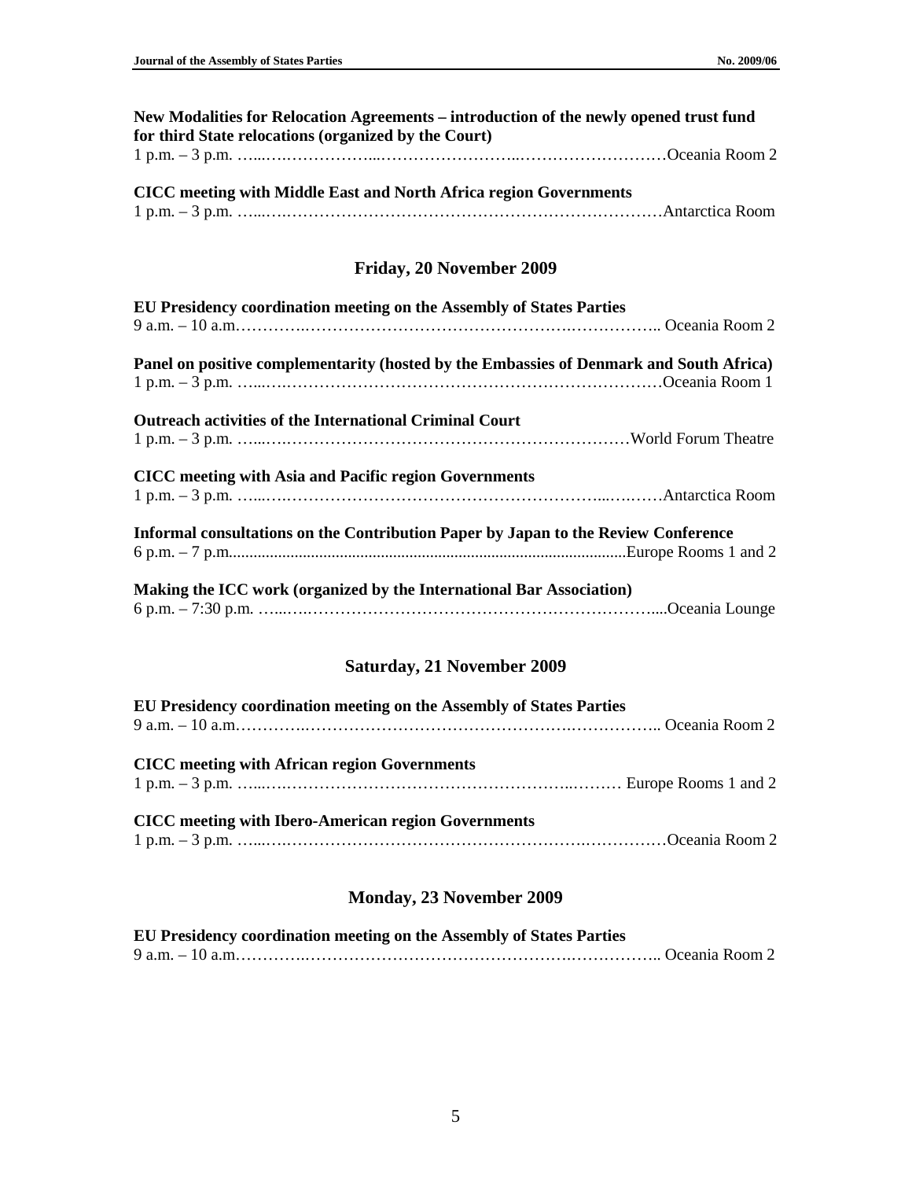**New Modalities for Relocation Agreements – introduction of the newly opened trust fund for third State relocations (organized by the Court)**
1 p.m. – 3 p.m. ……………………………………………………………………Oceania Room 2

**CICC meeting with Middle East and North Africa region Governments**
1 p.m. – 3 p.m. ……………………………………………………………………Antarctica Room

## Friday, 20 November 2009

**EU Presidency coordination meeting on the Assembly of States Parties**
9 a.m. – 10 a.m……………………………………………………………………. Oceania Room 2

**Panel on positive complementarity (hosted by the Embassies of Denmark and South Africa)**
1 p.m. – 3 p.m. ……………………………………………………………………Oceania Room 1

**Outreach activities of the International Criminal Court**
1 p.m. – 3 p.m. ……………………………………………………………………World Forum Theatre

**CICC meeting with Asia and Pacific region Governments**
1 p.m. – 3 p.m. ……………………………………………………………………Antarctica Room

**Informal consultations on the Contribution Paper by Japan to the Review Conference**
6 p.m. – 7 p.m……………………………………………………………………Europe Rooms 1 and 2

**Making the ICC work (organized by the International Bar Association)**
6 p.m. – 7:30 p.m. ……………………………………………………………………Oceania Lounge

## Saturday, 21 November 2009

**EU Presidency coordination meeting on the Assembly of States Parties**
9 a.m. – 10 a.m……………………………………………………………………. Oceania Room 2

**CICC meeting with African region Governments**
1 p.m. – 3 p.m. …………………………………………………………………… Europe Rooms 1 and 2

**CICC meeting with Ibero-American region Governments**
1 p.m. – 3 p.m. ……………………………………………………………………Oceania Room 2

## Monday, 23 November 2009

**EU Presidency coordination meeting on the Assembly of States Parties**
9 a.m. – 10 a.m……………………………………………………………………. Oceania Room 2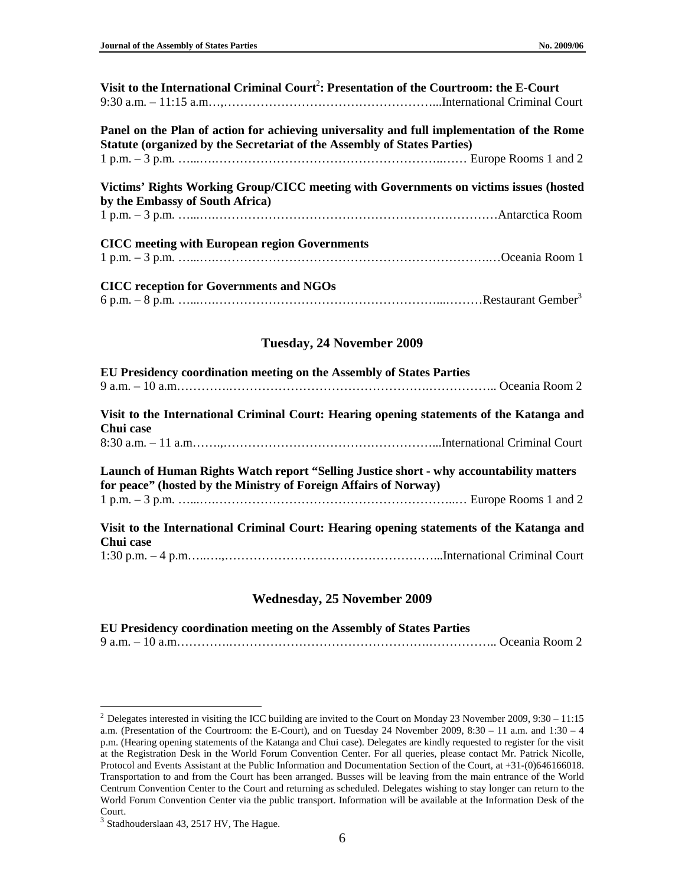**Visit to the International Criminal Court[2]: Presentation of the Courtroom: the E-Court**
9:30 a.m. – 11:15 a.m.…,……………………………………………...International Criminal Court

**Panel on the Plan of action for achieving universality and full implementation of the Rome Statute (organized by the Secretariat of the Assembly of States Parties)**
1 p.m. – 3 p.m. …...….………………………………………………..…… Europe Rooms 1 and 2

**Victims' Rights Working Group/CICC meeting with Governments on victims issues (hosted by the Embassy of South Africa)**
1 p.m. – 3 p.m. …...….……………………………………………………………Antarctica Room

**CICC meeting with European region Governments**
1 p.m. – 3 p.m. …...….…………………………………………………………….…Oceania Room 1

**CICC reception for Governments and NGOs**
6 p.m. – 8 p.m. …...….……………………………………………………...………Restaurant Gember[3]

## Tuesday, 24 November 2009

**EU Presidency coordination meeting on the Assembly of States Parties**
9 a.m. – 10 a.m………….…………………………………………….…………….. Oceania Room 2

**Visit to the International Criminal Court: Hearing opening statements of the Katanga and Chui case**
8:30 a.m. – 11 a.m…….,……………………………………………...International Criminal Court

**Launch of Human Rights Watch report "Selling Justice short - why accountability matters for peace" (hosted by the Ministry of Foreign Affairs of Norway)**
1 p.m. – 3 p.m. …...….……………………………………………………..… Europe Rooms 1 and 2

**Visit to the International Criminal Court: Hearing opening statements of the Katanga and Chui case**
1:30 p.m. – 4 p.m…..….,……………………………………………...International Criminal Court

## Wednesday, 25 November 2009

**EU Presidency coordination meeting on the Assembly of States Parties**
9 a.m. – 10 a.m………….…………………………………………….…………….. Oceania Room 2

---

[2] Delegates interested in visiting the ICC building are invited to the Court on Monday 23 November 2009, 9:30 – 11:15 a.m. (Presentation of the Courtroom: the E-Court), and on Tuesday 24 November 2009, 8:30 – 11 a.m. and 1:30 – 4 p.m. (Hearing opening statements of the Katanga and Chui case). Delegates are kindly requested to register for the visit at the Registration Desk in the World Forum Convention Center. For all queries, please contact Mr. Patrick Nicolle, Protocol and Events Assistant at the Public Information and Documentation Section of the Court, at +31-(0)646166018. Transportation to and from the Court has been arranged. Busses will be leaving from the main entrance of the World Centrum Convention Center to the Court and returning as scheduled. Delegates wishing to stay longer can return to the World Forum Convention Center via the public transport. Information will be available at the Information Desk of the Court.

[3] Stadhouderslaan 43, 2517 HV, The Hague.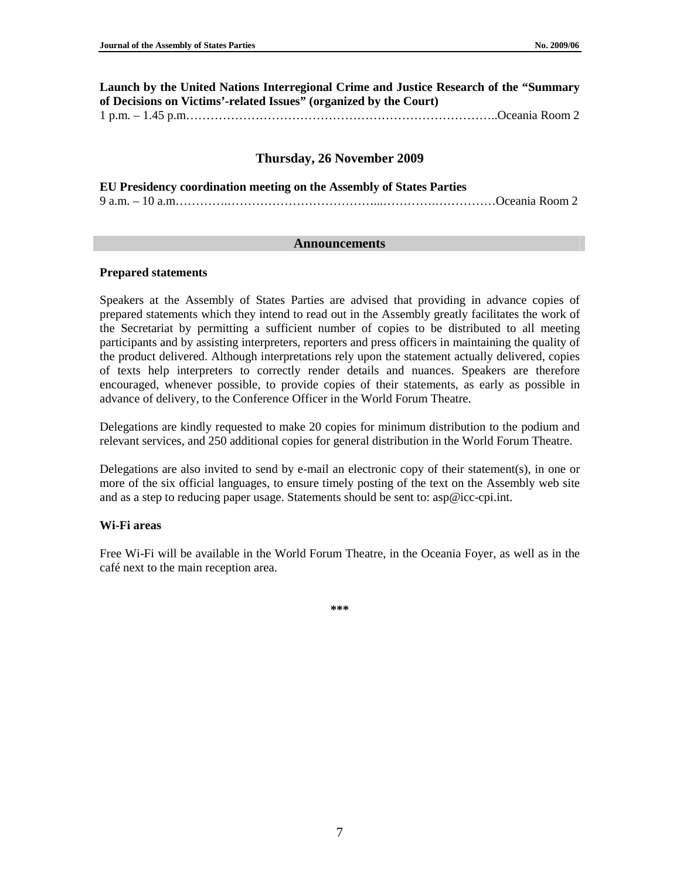**Launch by the United Nations Interregional Crime and Justice Research of the "Summary of Decisions on Victims'-related Issues" (organized by the Court)**

1 p.m. – 1.45 p.m.…………………………………………………………………..Oceania Room 2

## Thursday, 26 November 2009

**EU Presidency coordination meeting on the Assembly of States Parties**

9 a.m. – 10 a.m.………….………………………………...………….……………Oceania Room 2

## Announcements

### Prepared statements

Speakers at the Assembly of States Parties are advised that providing in advance copies of prepared statements which they intend to read out in the Assembly greatly facilitates the work of the Secretariat by permitting a sufficient number of copies to be distributed to all meeting participants and by assisting interpreters, reporters and press officers in maintaining the quality of the product delivered. Although interpretations rely upon the statement actually delivered, copies of texts help interpreters to correctly render details and nuances. Speakers are therefore encouraged, whenever possible, to provide copies of their statements, as early as possible in advance of delivery, to the Conference Officer in the World Forum Theatre.

Delegations are kindly requested to make 20 copies for minimum distribution to the podium and relevant services, and 250 additional copies for general distribution in the World Forum Theatre.

Delegations are also invited to send by e-mail an electronic copy of their statement(s), in one or more of the six official languages, to ensure timely posting of the text on the Assembly web site and as a step to reducing paper usage. Statements should be sent to: asp@icc-cpi.int.

### Wi-Fi areas

Free Wi-Fi will be available in the World Forum Theatre, in the Oceania Foyer, as well as in the café next to the main reception area.

***